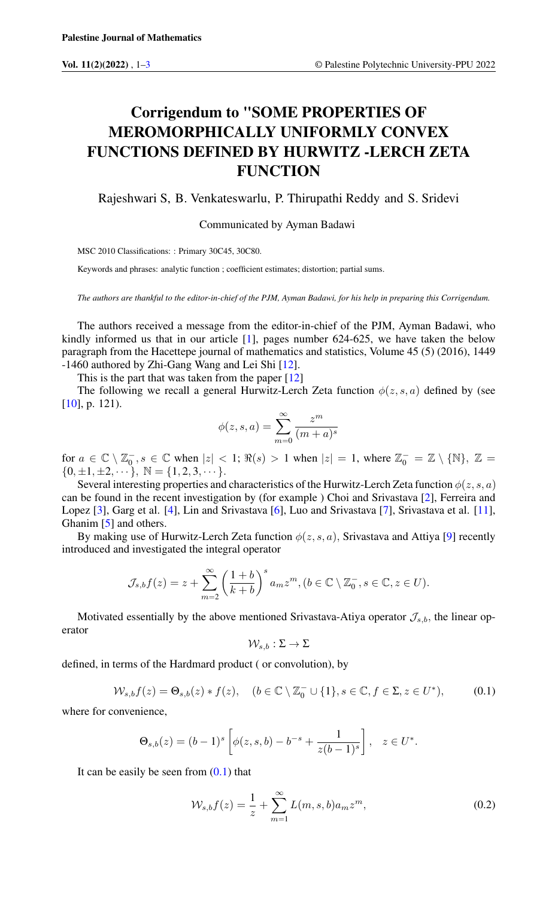# Corrigendum to "SOME PROPERTIES OF MERMORPHICALLY UNIFORMLY CONVEX FUNCTIONS DEFINED BY HURWITZ -LERCH ZETA FUNCTION

Rajeshwari S, B. Venkateswarlu, P. Thirupathi Reddy and S. Sridevi

Communicated by Ayman Badawi

MSC 2010 Classifications: : Primary 30C45, 30C80.

Keywords and phrases: analytic function ; coefficient estimates; distortion; partial sums.

*The authors are thankful to the editor-in-chief of the PJM, Ayman Badawi, for his help in preparing this Corrigendum.*

The authors received a message from the editor-in-chief of the PJM, Ayman Badawi, who kindly informed us that in our article [1], pages number 624-625, we have taken the below paragraph from the Hacettepe journal of mathematics and statistics, Volume 45 (5) (2016), 1449 -1460 authored by Zhi-Gang Wang and Lei Shi [12].

This is the part that was taken from the paper [12]

The following we recall a general Hurwitz-Lerch Zeta function $\phi(z, s, a)$ defined by (see [10], p. 121).

$$\phi(z, s, a) = \sum_{m=0}^{\infty} \frac{z^m}{(m+a)^s}$$

for $a \in \mathbb{C} \setminus \mathbb{Z}_0^-, s \in \mathbb{C}$ when $|z| < 1$; $\Re(s) > 1$ when $|z| = 1$, where $\mathbb{Z}_0^- = \mathbb{Z} \setminus \{\mathbb{N}\}$, $\mathbb{Z} = \{0, \pm 1, \pm 2, \cdots\}$, $\mathbb{N} = \{1, 2, 3, \cdots\}$.

Several interesting properties and characteristics of the Hurwitz-Lerch Zeta function $\phi(z, s, a)$ can be found in the recent investigation by (for example ) Choi and Srivastava [2], Ferreira and Lopez [3], Garg et al. [4], Lin and Srivastava [6], Luo and Srivastava [7], Srivastava et al. [11], Ghanim [5] and others.

By making use of Hurwitz-Lerch Zeta function $\phi(z, s, a)$, Srivastava and Attiya [9] recently introduced and investigated the integral operator

$$\mathcal{J}_{s,b}f(z) = z + \sum_{m=2}^{\infty} \left(\frac{1+b}{k+b}\right)^s a_m z^m, (b \in \mathbb{C} \setminus \mathbb{Z}_0^-, s \in \mathbb{C}, z \in U).$$

Motivated essentially by the above mentioned Srivastava-Atiya operator $\mathcal{J}_{s,b}$, the linear operator

$$\mathcal{W}_{s,b} : \Sigma \to \Sigma$$

defined, in terms of the Hardmard product ( or convolution), by

$$\mathcal{W}_{s,b}f(z) = \Theta_{s,b}(z) * f(z), \quad (b \in \mathbb{C} \setminus \mathbb{Z}_0^- \cup \{1\}, s \in \mathbb{C}, f \in \Sigma, z \in U^*), \tag{0.1}$$

where for convenience,

$$\Theta_{s,b}(z) = (b-1)^s \left[\phi(z, s, b) - b^{-s} + \frac{1}{z(b-1)^s}\right], \quad z \in U^*.$$

It can be easily be seen from (0.1) that

$$\mathcal{W}_{s,b}f(z) = \frac{1}{z} + \sum_{m=1}^{\infty} L(m, s, b) a_m z^m, \tag{0.2}$$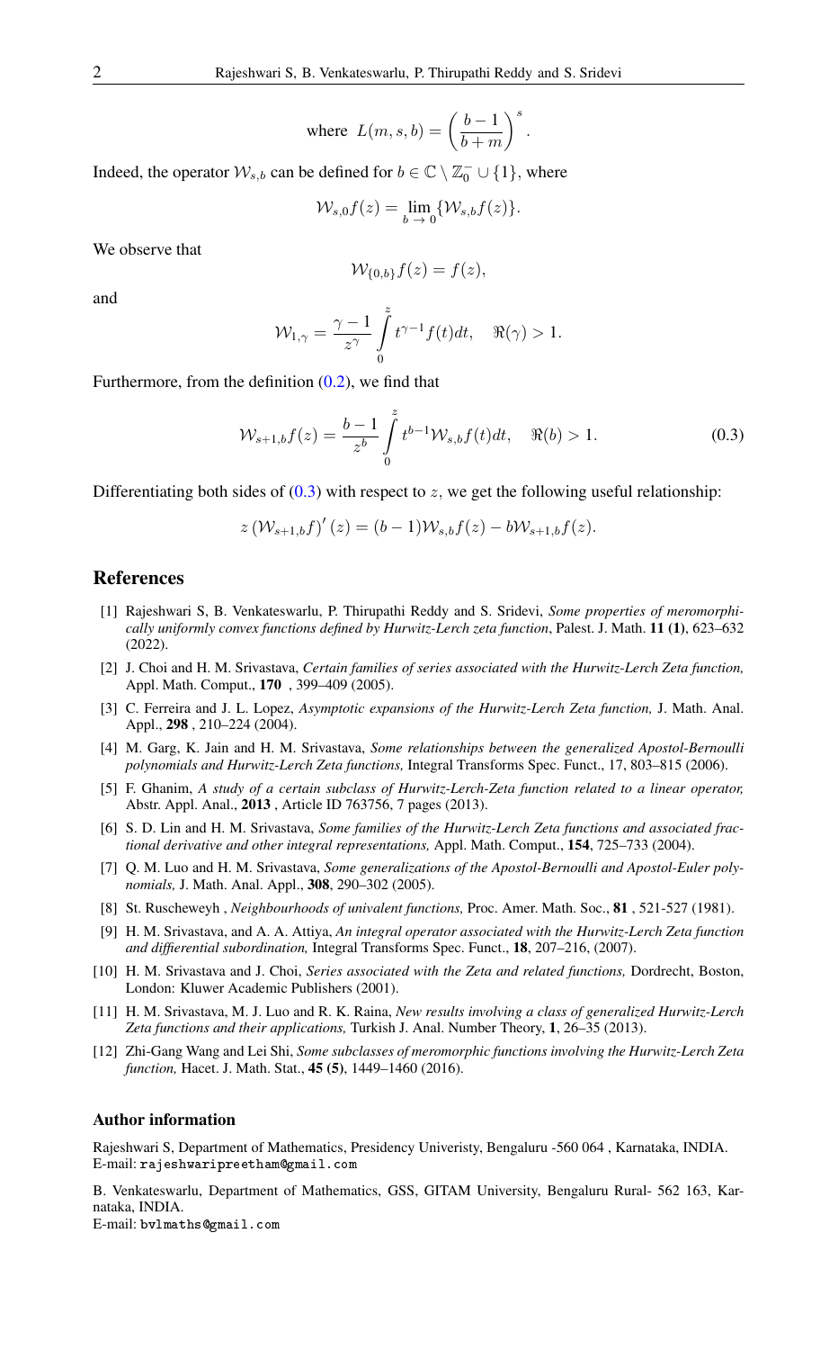$$\text{where } L(m,s,b) = \left(\frac{b-1}{b+m}\right)^s.$$

Indeed, the operator $\mathcal{W}_{s,b}$ can be defined for $b \in \mathbb{C} \setminus \mathbb{Z}_0^- \cup \{1\}$, where

$$\mathcal{W}_{s,0} f(z) = \lim_{b \to 0} \{\mathcal{W}_{s,b} f(z)\}.$$

We observe that

$$\mathcal{W}_{\{0,b\}} f(z) = f(z),$$

and

$$\mathcal{W}_{1,\gamma} = \frac{\gamma - 1}{z^\gamma} \int_0^z t^{\gamma-1} f(t) dt, \quad \Re(\gamma) > 1.$$

Furthermore, from the definition (0.2), we find that

$$\mathcal{W}_{s+1,b} f(z) = \frac{b-1}{z^b} \int_0^z t^{b-1} \mathcal{W}_{s,b} f(t) dt, \quad \Re(b) > 1. \tag{0.3}$$

Differentiating both sides of (0.3) with respect to $z$, we get the following useful relationship:

$$z \left(\mathcal{W}_{s+1,b} f\right)'(z) = (b-1)\mathcal{W}_{s,b} f(z) - b\mathcal{W}_{s+1,b} f(z).$$

## References

[1] Rajeshwari S, B. Venkateswarlu, P. Thirupathi Reddy and S. Sridevi, *Some properties of meromorphically uniformly convex functions defined by Hurwitz-Lerch zeta function*, Palest. J. Math. **11 (1)**, 623–632 (2022).

[2] J. Choi and H. M. Srivastava, *Certain families of series associated with the Hurwitz-Lerch Zeta function,* Appl. Math. Comput., **170** , 399–409 (2005).

[3] C. Ferreira and J. L. Lopez, *Asymptotic expansions of the Hurwitz-Lerch Zeta function,* J. Math. Anal. Appl., **298** , 210–224 (2004).

[4] M. Garg, K. Jain and H. M. Srivastava, *Some relationships between the generalized Apostol-Bernoulli polynomials and Hurwitz-Lerch Zeta functions,* Integral Transforms Spec. Funct., 17, 803–815 (2006).

[5] F. Ghanim, *A study of a certain subclass of Hurwitz-Lerch-Zeta function related to a linear operator,* Abstr. Appl. Anal., **2013** , Article ID 763756, 7 pages (2013).

[6] S. D. Lin and H. M. Srivastava, *Some families of the Hurwitz-Lerch Zeta functions and associated fractional derivative and other integral representations,* Appl. Math. Comput., **154**, 725–733 (2004).

[7] Q. M. Luo and H. M. Srivastava, *Some generalizations of the Apostol-Bernoulli and Apostol-Euler polynomials,* J. Math. Anal. Appl., **308**, 290–302 (2005).

[8] St. Ruscheweyh , *Neighbourhoods of univalent functions,* Proc. Amer. Math. Soc., **81** , 521-527 (1981).

[9] H. M. Srivastava, and A. A. Attiya, *An integral operator associated with the Hurwitz-Lerch Zeta function and diffierential subordination,* Integral Transforms Spec. Funct., **18**, 207–216, (2007).

[10] H. M. Srivastava and J. Choi, *Series associated with the Zeta and related functions,* Dordrecht, Boston, London: Kluwer Academic Publishers (2001).

[11] H. M. Srivastava, M. J. Luo and R. K. Raina, *New results involving a class of generalized Hurwitz-Lerch Zeta functions and their applications,* Turkish J. Anal. Number Theory, **1**, 26–35 (2013).

[12] Zhi-Gang Wang and Lei Shi, *Some subclasses of meromorphic functions involving the Hurwitz-Lerch Zeta function,* Hacet. J. Math. Stat., **45 (5)**, 1449–1460 (2016).

### Author information

Rajeshwari S, Department of Mathematics, Presidency Univeristy, Bengaluru -560 064 , Karnataka, INDIA.
E-mail: rajeshwaripreetham@gmail.com

B. Venkateswarlu, Department of Mathematics, GSS, GITAM University, Bengaluru Rural- 562 163, Karnataka, INDIA.
E-mail: bvlmaths@gmail.com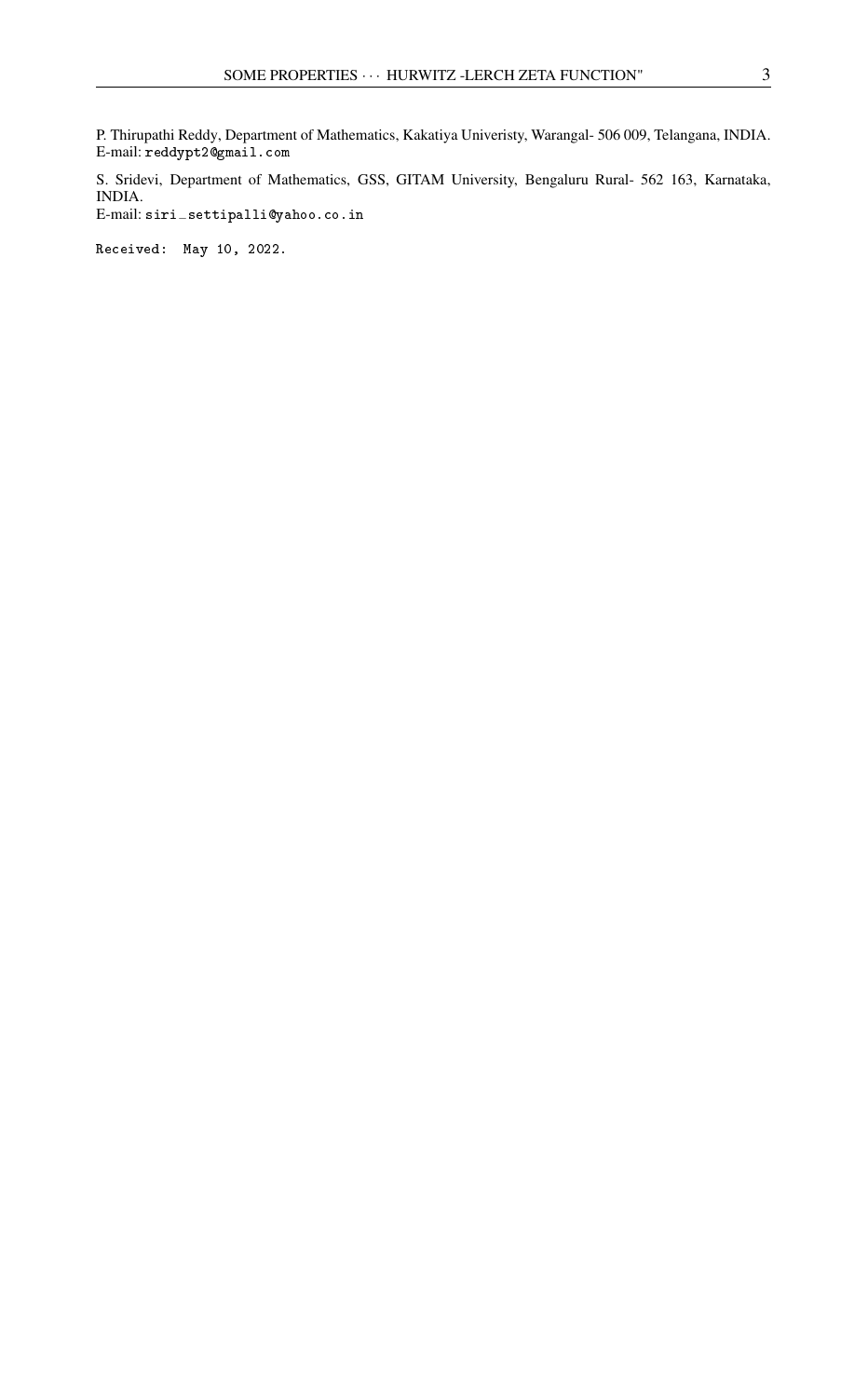P. Thirupathi Reddy, Department of Mathematics, Kakatiya Univeristy, Warangal- 506 009, Telangana, INDIA.
E-mail: reddypt2@gmail.com

S. Sridevi, Department of Mathematics, GSS, GITAM University, Bengaluru Rural- 562 163, Karnataka, INDIA.
E-mail: siri_settipalli@yahoo.co.in

Received: May 10, 2022.